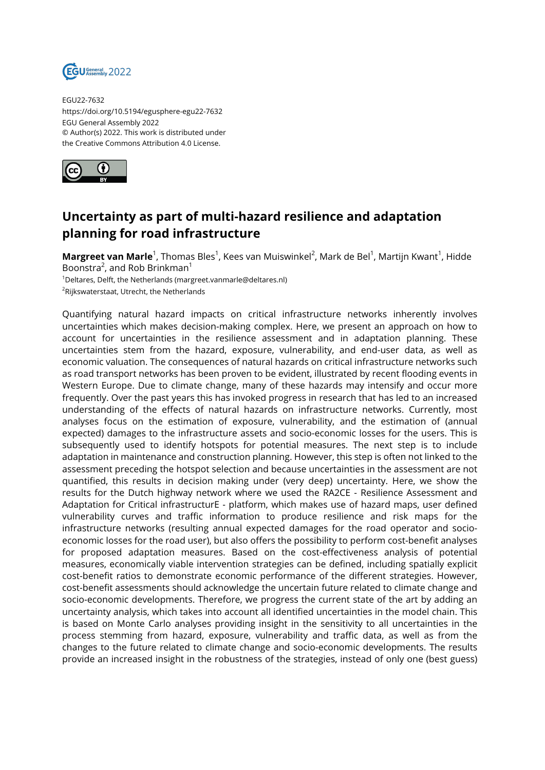EGU22-7632
https://doi.org/10.5194/egusphere-egu22-7632
EGU General Assembly 2022
© Author(s) 2022. This work is distributed under the Creative Commons Attribution 4.0 License.

# Uncertainty as part of multi-hazard resilience and adaptation planning for road infrastructure

**Margreet van Marle**[1], Thomas Bles[1], Kees van Muiswinkel[2], Mark de Bel[1], Martijn Kwant[1], Hidde Boonstra[2], and Rob Brinkman[1]

[1]Deltares, Delft, the Netherlands (margreet.vanmarle@deltares.nl)
[2]Rijkswaterstaat, Utrecht, the Netherlands

Quantifying natural hazard impacts on critical infrastructure networks inherently involves uncertainties which makes decision-making complex. Here, we present an approach on how to account for uncertainties in the resilience assessment and in adaptation planning. These uncertainties stem from the hazard, exposure, vulnerability, and end-user data, as well as economic valuation. The consequences of natural hazards on critical infrastructure networks such as road transport networks has been proven to be evident, illustrated by recent flooding events in Western Europe. Due to climate change, many of these hazards may intensify and occur more frequently. Over the past years this has invoked progress in research that has led to an increased understanding of the effects of natural hazards on infrastructure networks. Currently, most analyses focus on the estimation of exposure, vulnerability, and the estimation of (annual expected) damages to the infrastructure assets and socio-economic losses for the users. This is subsequently used to identify hotspots for potential measures. The next step is to include adaptation in maintenance and construction planning. However, this step is often not linked to the assessment preceding the hotspot selection and because uncertainties in the assessment are not quantified, this results in decision making under (very deep) uncertainty. Here, we show the results for the Dutch highway network where we used the RA2CE - Resilience Assessment and Adaptation for Critical infrastructurE - platform, which makes use of hazard maps, user defined vulnerability curves and traffic information to produce resilience and risk maps for the infrastructure networks (resulting annual expected damages for the road operator and socio-economic losses for the road user), but also offers the possibility to perform cost-benefit analyses for proposed adaptation measures. Based on the cost-effectiveness analysis of potential measures, economically viable intervention strategies can be defined, including spatially explicit cost-benefit ratios to demonstrate economic performance of the different strategies. However, cost-benefit assessments should acknowledge the uncertain future related to climate change and socio-economic developments. Therefore, we progress the current state of the art by adding an uncertainty analysis, which takes into account all identified uncertainties in the model chain. This is based on Monte Carlo analyses providing insight in the sensitivity to all uncertainties in the process stemming from hazard, exposure, vulnerability and traffic data, as well as from the changes to the future related to climate change and socio-economic developments. The results provide an increased insight in the robustness of the strategies, instead of only one (best guess)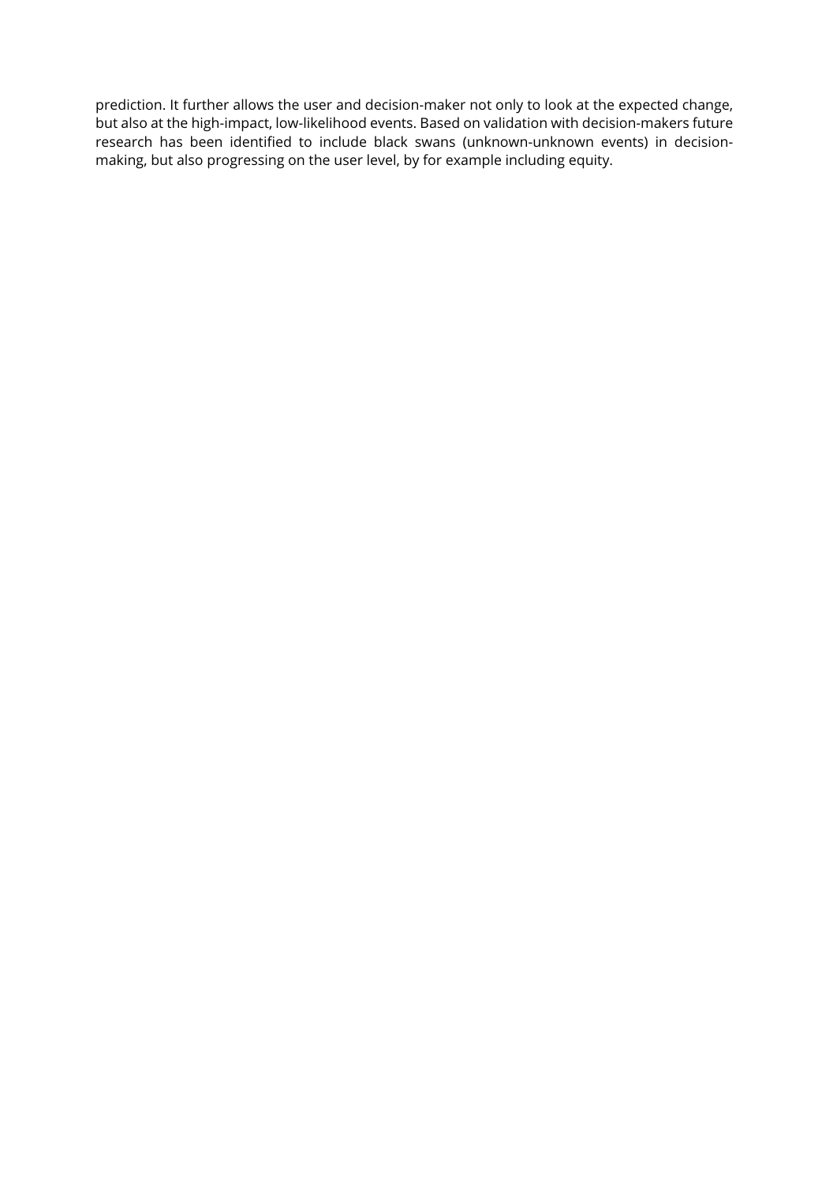prediction. It further allows the user and decision-maker not only to look at the expected change, but also at the high-impact, low-likelihood events. Based on validation with decision-makers future research has been identified to include black swans (unknown-unknown events) in decision-making, but also progressing on the user level, by for example including equity.